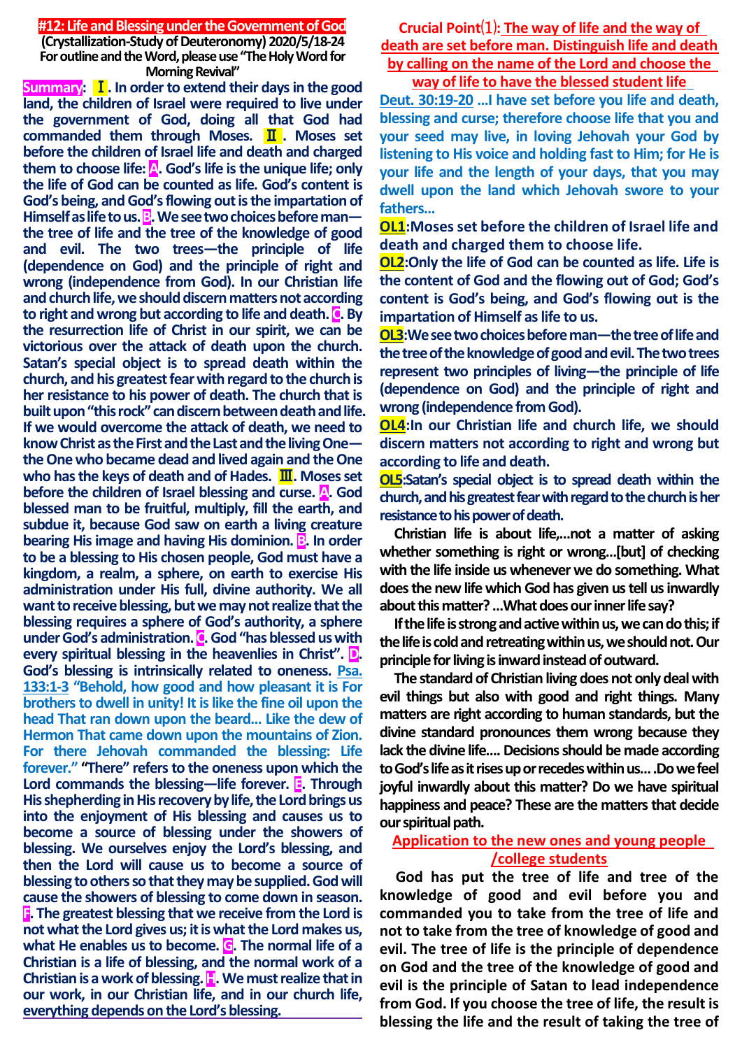# #12: Life and Blessing under the Government of God

**(Crystallization-Study of Deuteronomy) 2020/5/18-24**
**For outline and the Word, please use "The Holy Word for Morning Revival"**

**Summary: Ⅰ. In order to extend their days in the good land, the children of Israel were required to live under the government of God, doing all that God had commanded them through Moses. Ⅱ. Moses set before the children of Israel life and death and charged them to choose life: A. God's life is the unique life; only the life of God can be counted as life. God's content is God's being, and God's flowing out is the impartation of Himself as life to us. B. We see two choices before man—the tree of life and the tree of the knowledge of good and evil. The two trees—the principle of life (dependence on God) and the principle of right and wrong (independence from God). In our Christian life and church life, we should discern matters not according to right and wrong but according to life and death. C. By the resurrection life of Christ in our spirit, we can be victorious over the attack of death upon the church. Satan's special object is to spread death within the church, and his greatest fear with regard to the church is her resistance to his power of death. The church that is built upon "this rock" can discern between death and life. If we would overcome the attack of death, we need to know Christ as the First and the Last and the living One—the One who became dead and lived again and the One who has the keys of death and of Hades. Ⅲ. Moses set before the children of Israel blessing and curse. A. God blessed man to be fruitful, multiply, fill the earth, and subdue it, because God saw on earth a living creature bearing His image and having His dominion. B. In order to be a blessing to His chosen people, God must have a kingdom, a realm, a sphere, on earth to exercise His administration under His full, divine authority. We all want to receive blessing, but we may not realize that the blessing requires a sphere of God's authority, a sphere under God's administration. C. God "has blessed us with every spiritual blessing in the heavenlies in Christ". D. God's blessing is intrinsically related to oneness. Psa. 133:1-3 "Behold, how good and how pleasant it is For brothers to dwell in unity! It is like the fine oil upon the head That ran down upon the beard... Like the dew of Hermon That came down upon the mountains of Zion. For there Jehovah commanded the blessing: Life forever." "There" refers to the oneness upon which the Lord commands the blessing—life forever. E. Through His shepherding in His recovery by life, the Lord brings us into the enjoyment of His blessing and causes us to become a source of blessing under the showers of blessing. We ourselves enjoy the Lord's blessing, and then the Lord will cause us to become a source of blessing to others so that they may be supplied. God will cause the showers of blessing to come down in season. F. The greatest blessing that we receive from the Lord is not what the Lord gives us; it is what the Lord makes us, what He enables us to become. G. The normal life of a Christian is a life of blessing, and the normal work of a Christian is a work of blessing. H. We must realize that in our work, in our Christian life, and in our church life, everything depends on the Lord's blessing.**

## Crucial Point⑴: The way of life and the way of death are set before man. Distinguish life and death by calling on the name of the Lord and choose the way of life to have the blessed student life

**Deut. 30:19-20 …I have set before you life and death, blessing and curse; therefore choose life that you and your seed may live, in loving Jehovah your God by listening to His voice and holding fast to Him; for He is your life and the length of your days, that you may dwell upon the land which Jehovah swore to your fathers…**

**OL1:** Moses set before the children of Israel life and death and charged them to choose life.

**OL2:** Only the life of God can be counted as life. Life is the content of God and the flowing out of God; God's content is God's being, and God's flowing out is the impartation of Himself as life to us.

**OL3:** We see two choices before man—the tree of life and the tree of the knowledge of good and evil. The two trees represent two principles of living—the principle of life (dependence on God) and the principle of right and wrong (independence from God).

**OL4:** In our Christian life and church life, we should discern matters not according to right and wrong but according to life and death.

**OL5:** Satan's special object is to spread death within the church, and his greatest fear with regard to the church is her resistance to his power of death.

**Christian life is about life,…not a matter of asking whether something is right or wrong…[but] of checking with the life inside us whenever we do something. What does the new life which God has given us tell us inwardly about this matter? …What does our inner life say?**

**If the life is strong and active within us, we can do this; if the life is cold and retreating within us, we should not. Our principle for living is inward instead of outward.**

**The standard of Christian living does not only deal with evil things but also with good and right things. Many matters are right according to human standards, but the divine standard pronounces them wrong because they lack the divine life…. Decisions should be made according to God's life as it rises up or recedes within us… .Do we feel joyful inwardly about this matter? Do we have spiritual happiness and peace? These are the matters that decide our spiritual path.**

## Application to the new ones and young people /college students

**God has put the tree of life and tree of the knowledge of good and evil before you and commanded you to take from the tree of life and not to take from the tree of knowledge of good and evil. The tree of life is the principle of dependence on God and the tree of the knowledge of good and evil is the principle of Satan to lead independence from God. If you choose the tree of life, the result is blessing the life and the result of taking the tree of**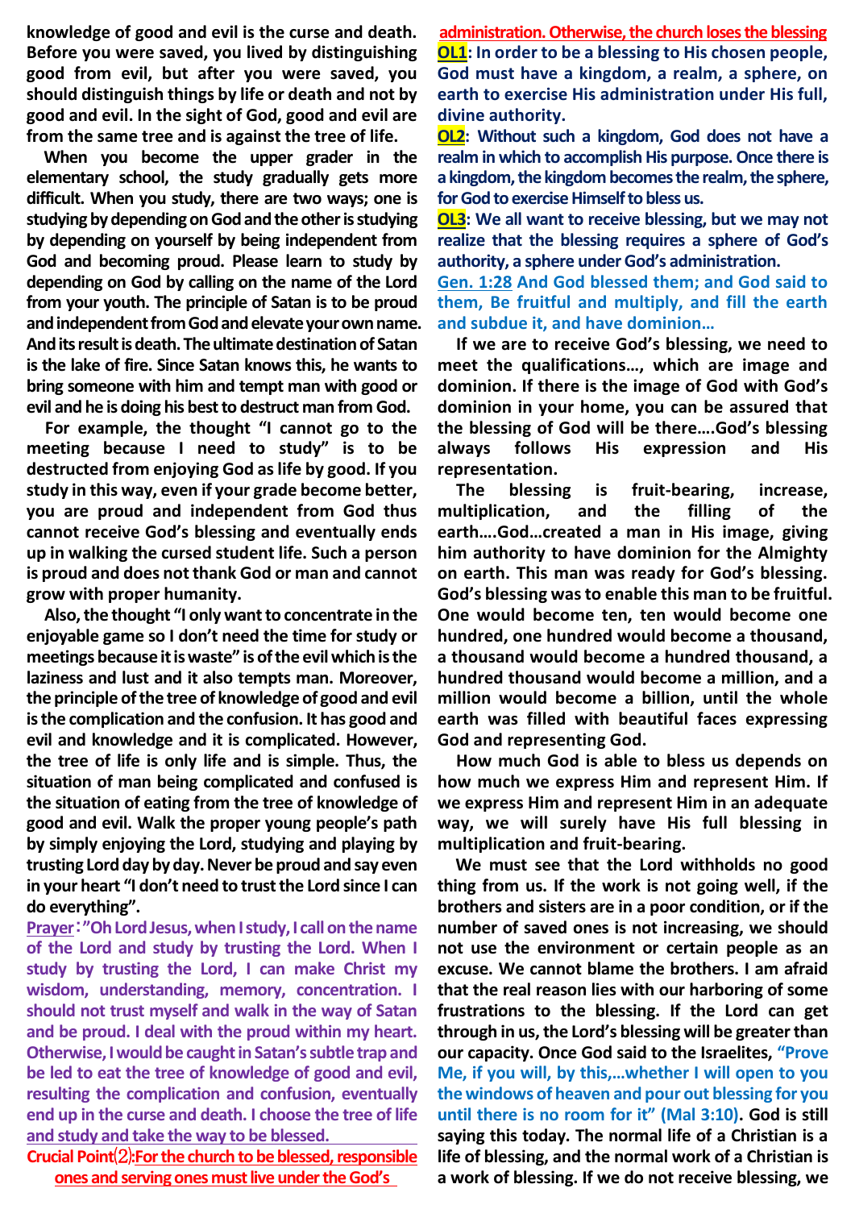**knowledge of good and evil is the curse and death. Before you were saved, you lived by distinguishing good from evil, but after you were saved, you should distinguish things by life or death and not by good and evil. In the sight of God, good and evil are from the same tree and is against the tree of life.**

**When you become the upper grader in the elementary school, the study gradually gets more difficult. When you study, there are two ways; one is studying by depending on God and the other is studying by depending on yourself by being independent from God and becoming proud. Please learn to study by depending on God by calling on the name of the Lord from your youth. The principle of Satan is to be proud and independent from God and elevate your own name. And its result is death. The ultimate destination of Satan is the lake of fire. Since Satan knows this, he wants to bring someone with him and tempt man with good or evil and he is doing his best to destruct man from God.**

**For example, the thought "I cannot go to the meeting because I need to study" is to be destructed from enjoying God as life by good. If you study in this way, even if your grade become better, you are proud and independent from God thus cannot receive God's blessing and eventually ends up in walking the cursed student life. Such a person is proud and does not thank God or man and cannot grow with proper humanity.**

**Also, the thought "I only want to concentrate in the enjoyable game so I don't need the time for study or meetings because it is waste" is of the evil which is the laziness and lust and it also tempts man. Moreover, the principle of the tree of knowledge of good and evil is the complication and the confusion. It has good and evil and knowledge and it is complicated. However, the tree of life is only life and is simple. Thus, the situation of man being complicated and confused is the situation of eating from the tree of knowledge of good and evil. Walk the proper young people's path by simply enjoying the Lord, studying and playing by trusting Lord day by day. Never be proud and say even in your heart "I don't need to trust the Lord since I can do everything".**

**Prayer:"Oh Lord Jesus, when I study, I call on the name of the Lord and study by trusting the Lord. When I study by trusting the Lord, I can make Christ my wisdom, understanding, memory, concentration. I should not trust myself and walk in the way of Satan and be proud. I deal with the proud within my heart. Otherwise, I would be caught in Satan's subtle trap and be led to eat the tree of knowledge of good and evil, resulting the complication and confusion, eventually end up in the curse and death. I choose the tree of life and study and take the way to be blessed.**

**Crucial Point⑵:For the church to be blessed, responsible ones and serving ones must live under the God's administration. Otherwise, the church loses the blessing**

**OL1: In order to be a blessing to His chosen people, God must have a kingdom, a realm, a sphere, on earth to exercise His administration under His full, divine authority.**

**OL2: Without such a kingdom, God does not have a realm in which to accomplish His purpose. Once there is a kingdom, the kingdom becomes the realm, the sphere, for God to exercise Himself to bless us.**

**OL3: We all want to receive blessing, but we may not realize that the blessing requires a sphere of God's authority, a sphere under God's administration.**

**Gen. 1:28 And God blessed them; and God said to them, Be fruitful and multiply, and fill the earth and subdue it, and have dominion…**

**If we are to receive God's blessing, we need to meet the qualifications…, which are image and dominion. If there is the image of God with God's dominion in your home, you can be assured that the blessing of God will be there….God's blessing always follows His expression and His representation.**

**The blessing is fruit-bearing, increase, multiplication, and the filling of the earth….God…created a man in His image, giving him authority to have dominion for the Almighty on earth. This man was ready for God's blessing. God's blessing was to enable this man to be fruitful. One would become ten, ten would become one hundred, one hundred would become a thousand, a thousand would become a hundred thousand, a hundred thousand would become a million, and a million would become a billion, until the whole earth was filled with beautiful faces expressing God and representing God.**

**How much God is able to bless us depends on how much we express Him and represent Him. If we express Him and represent Him in an adequate way, we will surely have His full blessing in multiplication and fruit-bearing.**

**We must see that the Lord withholds no good thing from us. If the work is not going well, if the brothers and sisters are in a poor condition, or if the number of saved ones is not increasing, we should not use the environment or certain people as an excuse. We cannot blame the brothers. I am afraid that the real reason lies with our harboring of some frustrations to the blessing. If the Lord can get through in us, the Lord's blessing will be greater than our capacity. Once God said to the Israelites, "Prove Me, if you will, by this,…whether I will open to you the windows of heaven and pour out blessing for you until there is no room for it" (Mal 3:10). God is still saying this today. The normal life of a Christian is a life of blessing, and the normal work of a Christian is a work of blessing. If we do not receive blessing, we**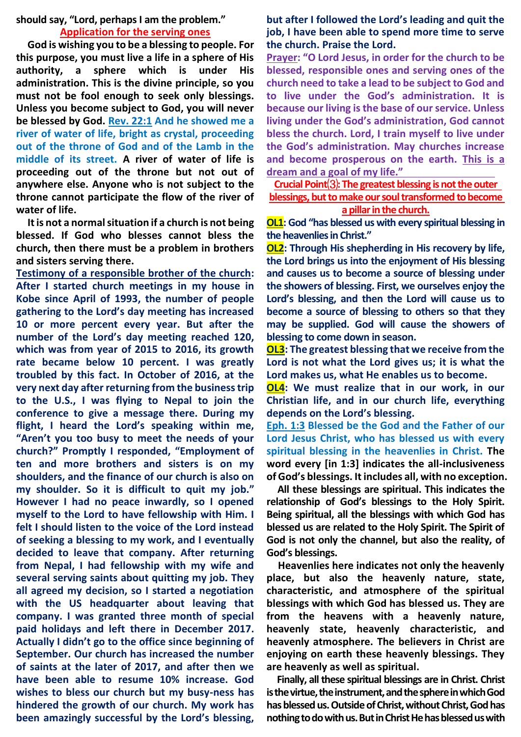should say, "Lord, perhaps I am the problem."

## Application for the serving ones

God is wishing you to be a blessing to people. For this purpose, you must live a life in a sphere of His authority, a sphere which is under His administration. This is the divine principle, so you must not be fool enough to seek only blessings. Unless you become subject to God, you will never be blessed by God. Rev. 22:1 And he showed me a river of water of life, bright as crystal, proceeding out of the throne of God and of the Lamb in the middle of its street. A river of water of life is proceeding out of the throne but not out of anywhere else. Anyone who is not subject to the throne cannot participate the flow of the river of water of life.

It is not a normal situation if a church is not being blessed. If God who blesses cannot bless the church, then there must be a problem in brothers and sisters serving there.

Testimony of a responsible brother of the church: After I started church meetings in my house in Kobe since April of 1993, the number of people gathering to the Lord's day meeting has increased 10 or more percent every year. But after the number of the Lord's day meeting reached 120, which was from year of 2015 to 2016, its growth rate became below 10 percent. I was greatly troubled by this fact. In October of 2016, at the very next day after returning from the business trip to the U.S., I was flying to Nepal to join the conference to give a message there. During my flight, I heard the Lord's speaking within me, "Aren't you too busy to meet the needs of your church?" Promptly I responded, "Employment of ten and more brothers and sisters is on my shoulders, and the finance of our church is also on my shoulder. So it is difficult to quit my job." However I had no peace inwardly, so I opened myself to the Lord to have fellowship with Him. I felt I should listen to the voice of the Lord instead of seeking a blessing to my work, and I eventually decided to leave that company. After returning from Nepal, I had fellowship with my wife and several serving saints about quitting my job. They all agreed my decision, so I started a negotiation with the US headquarter about leaving that company. I was granted three month of special paid holidays and left there in December 2017. Actually I didn't go to the office since beginning of September. Our church has increased the number of saints at the later of 2017, and after then we have been able to resume 10% increase. God wishes to bless our church but my busy-ness has hindered the growth of our church. My work has been amazingly successful by the Lord's blessing, but after I followed the Lord's leading and quit the job, I have been able to spend more time to serve the church. Praise the Lord.

Prayer: "O Lord Jesus, in order for the church to be blessed, responsible ones and serving ones of the church need to take a lead to be subject to God and to live under the God's administration. It is because our living is the base of our service. Unless living under the God's administration, God cannot bless the church. Lord, I train myself to live under the God's administration. May churches increase and become prosperous on the earth. This is a dream and a goal of my life."

## Crucial Point⑶: The greatest blessing is not the outer blessings, but to make our soul transformed to become a pillar in the church.

**OL1**: God "has blessed us with every spiritual blessing in the heavenlies in Christ."

**OL2**: Through His shepherding in His recovery by life, the Lord brings us into the enjoyment of His blessing and causes us to become a source of blessing under the showers of blessing. First, we ourselves enjoy the Lord's blessing, and then the Lord will cause us to become a source of blessing to others so that they may be supplied. God will cause the showers of blessing to come down in season.

**OL3**: The greatest blessing that we receive from the Lord is not what the Lord gives us; it is what the Lord makes us, what He enables us to become.

**OL4**: We must realize that in our work, in our Christian life, and in our church life, everything depends on the Lord's blessing.

Eph. 1:3 Blessed be the God and the Father of our Lord Jesus Christ, who has blessed us with every spiritual blessing in the heavenlies in Christ. The word every [in 1:3] indicates the all-inclusiveness of God's blessings. It includes all, with no exception.

All these blessings are spiritual. This indicates the relationship of God's blessings to the Holy Spirit. Being spiritual, all the blessings with which God has blessed us are related to the Holy Spirit. The Spirit of God is not only the channel, but also the reality, of God's blessings.

Heavenlies here indicates not only the heavenly place, but also the heavenly nature, state, characteristic, and atmosphere of the spiritual blessings with which God has blessed us. They are from the heavens with a heavenly nature, heavenly state, heavenly characteristic, and heavenly atmosphere. The believers in Christ are enjoying on earth these heavenly blessings. They are heavenly as well as spiritual.

Finally, all these spiritual blessings are in Christ. Christ is the virtue, the instrument, and the sphere in which God has blessed us. Outside of Christ, without Christ, God has nothing to do with us. But in Christ He has blessed us with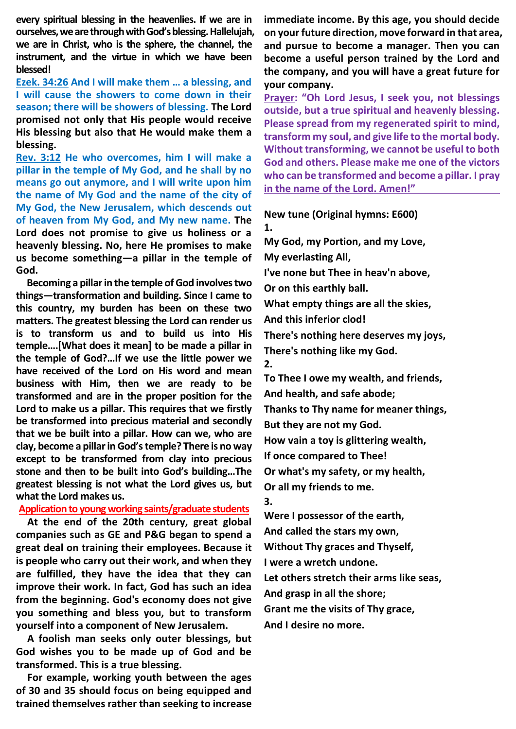**every spiritual blessing in the heavenlies. If we are in ourselves, we are through with God's blessing. Hallelujah, we are in Christ, who is the sphere, the channel, the instrument, and the virtue in which we have been blessed!**

**Ezek. 34:26 And I will make them … a blessing, and I will cause the showers to come down in their season; there will be showers of blessing.** **The Lord promised not only that His people would receive His blessing but also that He would make them a blessing.**

**Rev. 3:12 He who overcomes, him I will make a pillar in the temple of My God, and he shall by no means go out anymore, and I will write upon him the name of My God and the name of the city of My God, the New Jerusalem, which descends out of heaven from My God, and My new name.** **The Lord does not promise to give us holiness or a heavenly blessing. No, here He promises to make us become something—a pillar in the temple of God.**

**Becoming a pillar in the temple of God involves two things—transformation and building. Since I came to this country, my burden has been on these two matters. The greatest blessing the Lord can render us is to transform us and to build us into His temple….[What does it mean] to be made a pillar in the temple of God?…If we use the little power we have received of the Lord on His word and mean business with Him, then we are ready to be transformed and are in the proper position for the Lord to make us a pillar. This requires that we firstly be transformed into precious material and secondly that we be built into a pillar. How can we, who are clay, become a pillar in God's temple? There is no way except to be transformed from clay into precious stone and then to be built into God's building…The greatest blessing is not what the Lord gives us, but what the Lord makes us.**

**Application to young working saints/graduate students**

**At the end of the 20th century, great global companies such as GE and P&G began to spend a great deal on training their employees. Because it is people who carry out their work, and when they are fulfilled, they have the idea that they can improve their work. In fact, God has such an idea from the beginning. God's economy does not give you something and bless you, but to transform yourself into a component of New Jerusalem.**

**A foolish man seeks only outer blessings, but God wishes you to be made up of God and be transformed. This is a true blessing.**

**For example, working youth between the ages of 30 and 35 should focus on being equipped and trained themselves rather than seeking to increase immediate income. By this age, you should decide on your future direction, move forward in that area, and pursue to become a manager. Then you can become a useful person trained by the Lord and the company, and you will have a great future for your company.**

**Prayer: "Oh Lord Jesus, I seek you, not blessings outside, but a true spiritual and heavenly blessing. Please spread from my regenerated spirit to mind, transform my soul, and give life to the mortal body. Without transforming, we cannot be useful to both God and others. Please make me one of the victors who can be transformed and become a pillar. I pray in the name of the Lord. Amen!"**

**New tune (Original hymns: E600)**

**1.**
**My God, my Portion, and my Love,**
**My everlasting All,**
**I've none but Thee in heav'n above,**
**Or on this earthly ball.**
**What empty things are all the skies,**
**And this inferior clod!**
**There's nothing here deserves my joys,**
**There's nothing like my God.**

**2.**
**To Thee I owe my wealth, and friends,**
**And health, and safe abode;**
**Thanks to Thy name for meaner things,**
**But they are not my God.**
**How vain a toy is glittering wealth,**
**If once compared to Thee!**
**Or what's my safety, or my health,**
**Or all my friends to me.**

**3.**
**Were I possessor of the earth,**
**And called the stars my own,**
**Without Thy graces and Thyself,**
**I were a wretch undone.**
**Let others stretch their arms like seas,**
**And grasp in all the shore;**
**Grant me the visits of Thy grace,**
**And I desire no more.**